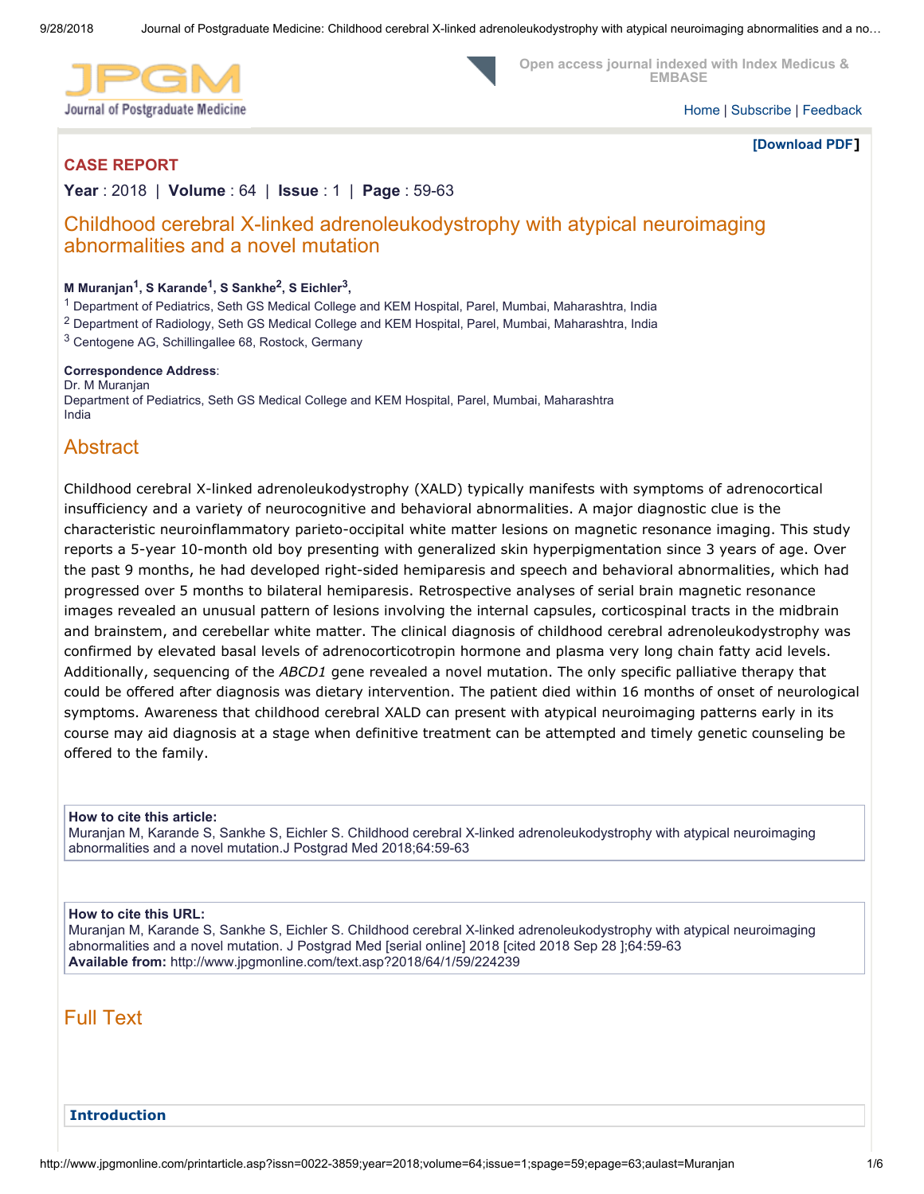**CASE REPORT**

**Year** : 2018 | **Volume** : 64 | **Issue** : 1 | **Page** : 59-63

# Childhood cerebral X-linked adrenoleukodystrophy with atypical neuroimaging abnormalities and a novel mutation

**M Muranjan[1], S Karande[1], S Sankhe[2], S Eichler[3],**

[1] Department of Pediatrics, Seth GS Medical College and KEM Hospital, Parel, Mumbai, Maharashtra, India
[2] Department of Radiology, Seth GS Medical College and KEM Hospital, Parel, Mumbai, Maharashtra, India
[3] Centogene AG, Schillingallee 68, Rostock, Germany

**Correspondence Address**:
Dr. M Muranjan
Department of Pediatrics, Seth GS Medical College and KEM Hospital, Parel, Mumbai, Maharashtra
India

## Abstract

Childhood cerebral X-linked adrenoleukodystrophy (XALD) typically manifests with symptoms of adrenocortical insufficiency and a variety of neurocognitive and behavioral abnormalities. A major diagnostic clue is the characteristic neuroinflammatory parieto-occipital white matter lesions on magnetic resonance imaging. This study reports a 5-year 10-month old boy presenting with generalized skin hyperpigmentation since 3 years of age. Over the past 9 months, he had developed right-sided hemiparesis and speech and behavioral abnormalities, which had progressed over 5 months to bilateral hemiparesis. Retrospective analyses of serial brain magnetic resonance images revealed an unusual pattern of lesions involving the internal capsules, corticospinal tracts in the midbrain and brainstem, and cerebellar white matter. The clinical diagnosis of childhood cerebral adrenoleukodystrophy was confirmed by elevated basal levels of adrenocorticotropin hormone and plasma very long chain fatty acid levels. Additionally, sequencing of the *ABCD1* gene revealed a novel mutation. The only specific palliative therapy that could be offered after diagnosis was dietary intervention. The patient died within 16 months of onset of neurological symptoms. Awareness that childhood cerebral XALD can present with atypical neuroimaging patterns early in its course may aid diagnosis at a stage when definitive treatment can be attempted and timely genetic counseling be offered to the family.

**How to cite this article:**
Muranjan M, Karande S, Sankhe S, Eichler S. Childhood cerebral X-linked adrenoleukodystrophy with atypical neuroimaging abnormalities and a novel mutation.J Postgrad Med 2018;64:59-63

**How to cite this URL:**
Muranjan M, Karande S, Sankhe S, Eichler S. Childhood cerebral X-linked adrenoleukodystrophy with atypical neuroimaging abnormalities and a novel mutation. J Postgrad Med [serial online] 2018 [cited 2018 Sep 28 ];64:59-63
**Available from:** http://www.jpgmonline.com/text.asp?2018/64/1/59/224239

## Full Text

### Introduction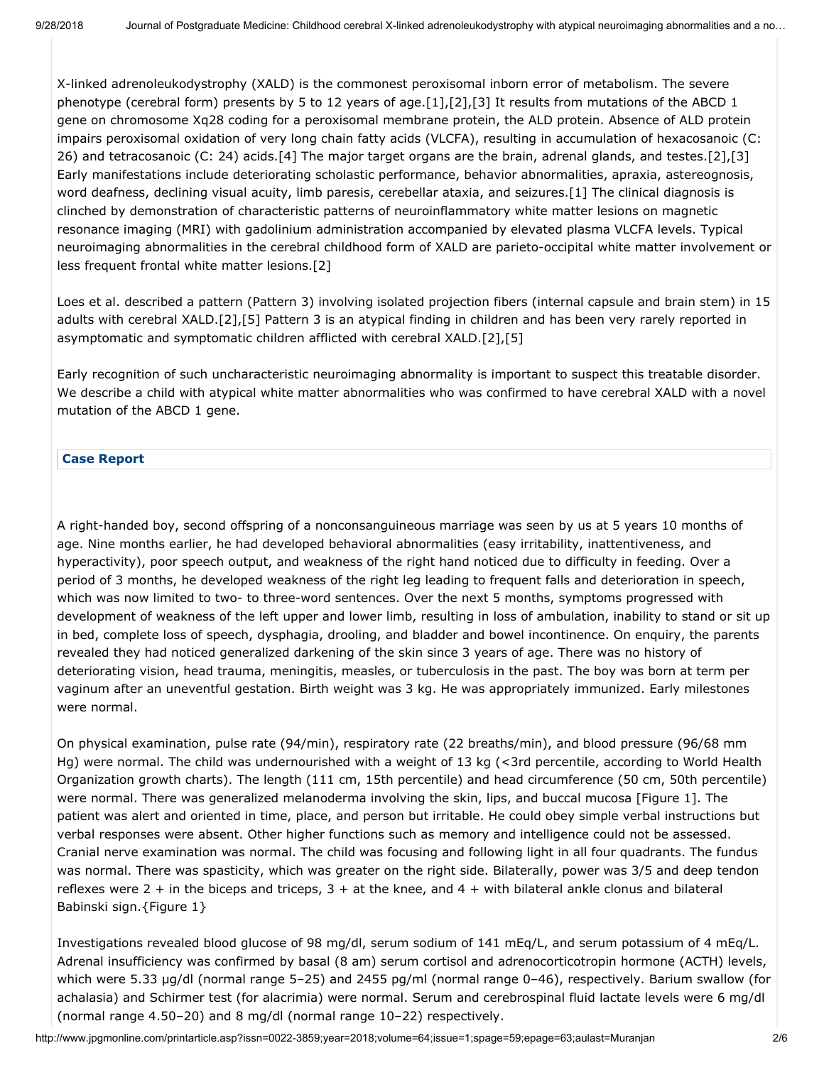X-linked adrenoleukodystrophy (XALD) is the commonest peroxisomal inborn error of metabolism. The severe phenotype (cerebral form) presents by 5 to 12 years of age.[1],[2],[3] It results from mutations of the ABCD 1 gene on chromosome Xq28 coding for a peroxisomal membrane protein, the ALD protein. Absence of ALD protein impairs peroxisomal oxidation of very long chain fatty acids (VLCFA), resulting in accumulation of hexacosanoic (C: 26) and tetracosanoic (C: 24) acids.[4] The major target organs are the brain, adrenal glands, and testes.[2],[3] Early manifestations include deteriorating scholastic performance, behavior abnormalities, apraxia, astereognosis, word deafness, declining visual acuity, limb paresis, cerebellar ataxia, and seizures.[1] The clinical diagnosis is clinched by demonstration of characteristic patterns of neuroinflammatory white matter lesions on magnetic resonance imaging (MRI) with gadolinium administration accompanied by elevated plasma VLCFA levels. Typical neuroimaging abnormalities in the cerebral childhood form of XALD are parieto-occipital white matter involvement or less frequent frontal white matter lesions.[2]

Loes et al. described a pattern (Pattern 3) involving isolated projection fibers (internal capsule and brain stem) in 15 adults with cerebral XALD.[2],[5] Pattern 3 is an atypical finding in children and has been very rarely reported in asymptomatic and symptomatic children afflicted with cerebral XALD.[2],[5]

Early recognition of such uncharacteristic neuroimaging abnormality is important to suspect this treatable disorder. We describe a child with atypical white matter abnormalities who was confirmed to have cerebral XALD with a novel mutation of the ABCD 1 gene.

## Case Report

A right-handed boy, second offspring of a nonconsanguineous marriage was seen by us at 5 years 10 months of age. Nine months earlier, he had developed behavioral abnormalities (easy irritability, inattentiveness, and hyperactivity), poor speech output, and weakness of the right hand noticed due to difficulty in feeding. Over a period of 3 months, he developed weakness of the right leg leading to frequent falls and deterioration in speech, which was now limited to two- to three-word sentences. Over the next 5 months, symptoms progressed with development of weakness of the left upper and lower limb, resulting in loss of ambulation, inability to stand or sit up in bed, complete loss of speech, dysphagia, drooling, and bladder and bowel incontinence. On enquiry, the parents revealed they had noticed generalized darkening of the skin since 3 years of age. There was no history of deteriorating vision, head trauma, meningitis, measles, or tuberculosis in the past. The boy was born at term per vaginum after an uneventful gestation. Birth weight was 3 kg. He was appropriately immunized. Early milestones were normal.

On physical examination, pulse rate (94/min), respiratory rate (22 breaths/min), and blood pressure (96/68 mm Hg) were normal. The child was undernourished with a weight of 13 kg (<3rd percentile, according to World Health Organization growth charts). The length (111 cm, 15th percentile) and head circumference (50 cm, 50th percentile) were normal. There was generalized melanoderma involving the skin, lips, and buccal mucosa [Figure 1]. The patient was alert and oriented in time, place, and person but irritable. He could obey simple verbal instructions but verbal responses were absent. Other higher functions such as memory and intelligence could not be assessed. Cranial nerve examination was normal. The child was focusing and following light in all four quadrants. The fundus was normal. There was spasticity, which was greater on the right side. Bilaterally, power was 3/5 and deep tendon reflexes were 2 + in the biceps and triceps, 3 + at the knee, and 4 + with bilateral ankle clonus and bilateral Babinski sign.{Figure 1}

Investigations revealed blood glucose of 98 mg/dl, serum sodium of 141 mEq/L, and serum potassium of 4 mEq/L. Adrenal insufficiency was confirmed by basal (8 am) serum cortisol and adrenocorticotropin hormone (ACTH) levels, which were 5.33 μg/dl (normal range 5–25) and 2455 pg/ml (normal range 0–46), respectively. Barium swallow (for achalasia) and Schirmer test (for alacrimia) were normal. Serum and cerebrospinal fluid lactate levels were 6 mg/dl (normal range 4.50–20) and 8 mg/dl (normal range 10–22) respectively.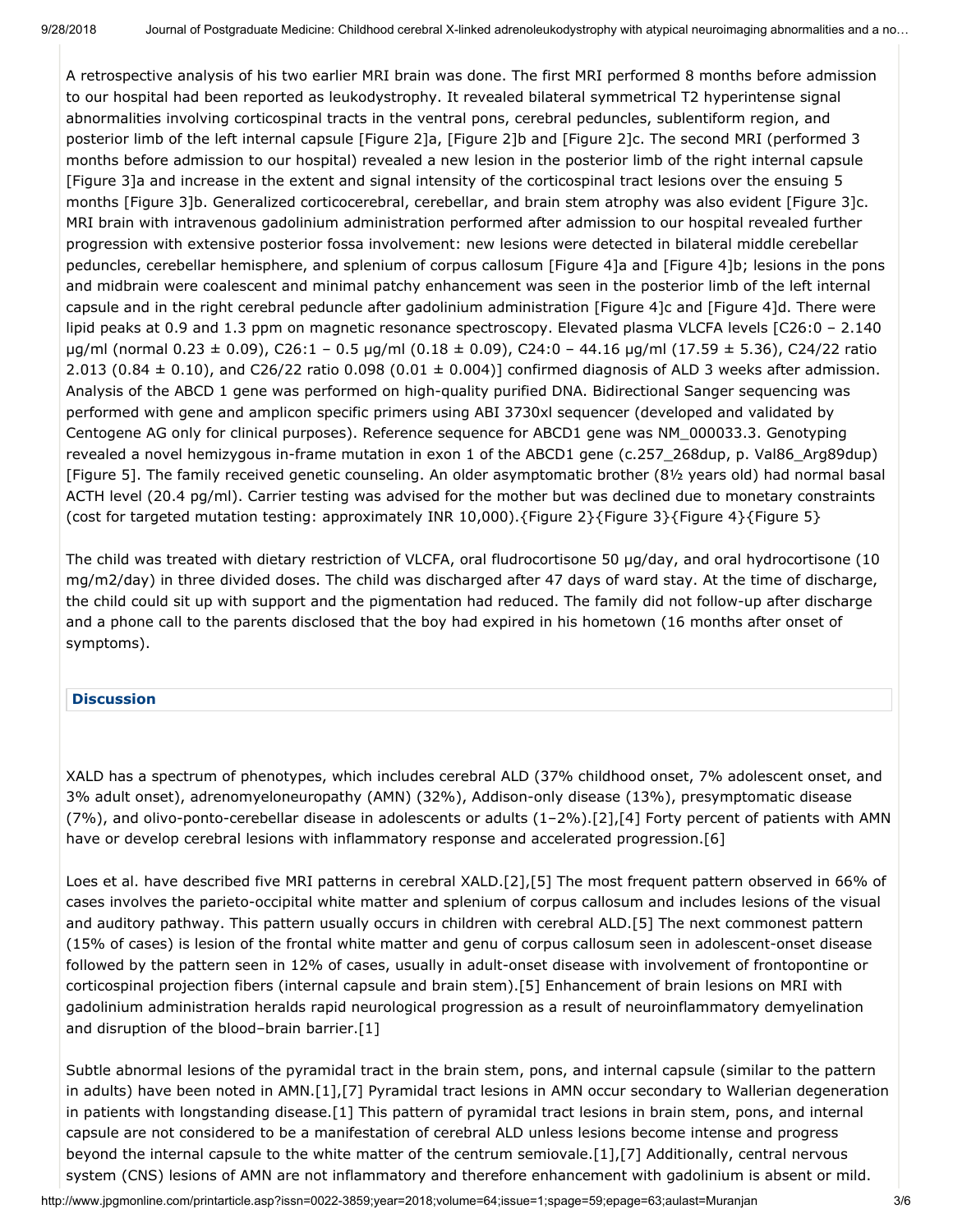A retrospective analysis of his two earlier MRI brain was done. The first MRI performed 8 months before admission to our hospital had been reported as leukodystrophy. It revealed bilateral symmetrical T2 hyperintense signal abnormalities involving corticospinal tracts in the ventral pons, cerebral peduncles, sublentiform region, and posterior limb of the left internal capsule [Figure 2]a, [Figure 2]b and [Figure 2]c. The second MRI (performed 3 months before admission to our hospital) revealed a new lesion in the posterior limb of the right internal capsule [Figure 3]a and increase in the extent and signal intensity of the corticospinal tract lesions over the ensuing 5 months [Figure 3]b. Generalized corticocerebral, cerebellar, and brain stem atrophy was also evident [Figure 3]c. MRI brain with intravenous gadolinium administration performed after admission to our hospital revealed further progression with extensive posterior fossa involvement: new lesions were detected in bilateral middle cerebellar peduncles, cerebellar hemisphere, and splenium of corpus callosum [Figure 4]a and [Figure 4]b; lesions in the pons and midbrain were coalescent and minimal patchy enhancement was seen in the posterior limb of the left internal capsule and in the right cerebral peduncle after gadolinium administration [Figure 4]c and [Figure 4]d. There were lipid peaks at 0.9 and 1.3 ppm on magnetic resonance spectroscopy. Elevated plasma VLCFA levels [C26:0 – 2.140 μg/ml (normal 0.23 ± 0.09), C26:1 – 0.5 μg/ml (0.18 ± 0.09), C24:0 – 44.16 μg/ml (17.59 ± 5.36), C24/22 ratio 2.013 (0.84 ± 0.10), and C26/22 ratio 0.098 (0.01 ± 0.004)] confirmed diagnosis of ALD 3 weeks after admission. Analysis of the ABCD 1 gene was performed on high-quality purified DNA. Bidirectional Sanger sequencing was performed with gene and amplicon specific primers using ABI 3730xl sequencer (developed and validated by Centogene AG only for clinical purposes). Reference sequence for ABCD1 gene was NM_000033.3. Genotyping revealed a novel hemizygous in-frame mutation in exon 1 of the ABCD1 gene (c.257_268dup, p. Val86_Arg89dup) [Figure 5]. The family received genetic counseling. An older asymptomatic brother (8½ years old) had normal basal ACTH level (20.4 pg/ml). Carrier testing was advised for the mother but was declined due to monetary constraints (cost for targeted mutation testing: approximately INR 10,000).{Figure 2}{Figure 3}{Figure 4}{Figure 5}

The child was treated with dietary restriction of VLCFA, oral fludrocortisone 50 μg/day, and oral hydrocortisone (10 mg/m2/day) in three divided doses. The child was discharged after 47 days of ward stay. At the time of discharge, the child could sit up with support and the pigmentation had reduced. The family did not follow-up after discharge and a phone call to the parents disclosed that the boy had expired in his hometown (16 months after onset of symptoms).

## Discussion

XALD has a spectrum of phenotypes, which includes cerebral ALD (37% childhood onset, 7% adolescent onset, and 3% adult onset), adrenomyeloneuropathy (AMN) (32%), Addison-only disease (13%), presymptomatic disease (7%), and olivo-ponto-cerebellar disease in adolescents or adults (1–2%).[2],[4] Forty percent of patients with AMN have or develop cerebral lesions with inflammatory response and accelerated progression.[6]

Loes et al. have described five MRI patterns in cerebral XALD.[2],[5] The most frequent pattern observed in 66% of cases involves the parieto-occipital white matter and splenium of corpus callosum and includes lesions of the visual and auditory pathway. This pattern usually occurs in children with cerebral ALD.[5] The next commonest pattern (15% of cases) is lesion of the frontal white matter and genu of corpus callosum seen in adolescent-onset disease followed by the pattern seen in 12% of cases, usually in adult-onset disease with involvement of frontopontine or corticospinal projection fibers (internal capsule and brain stem).[5] Enhancement of brain lesions on MRI with gadolinium administration heralds rapid neurological progression as a result of neuroinflammatory demyelination and disruption of the blood–brain barrier.[1]

Subtle abnormal lesions of the pyramidal tract in the brain stem, pons, and internal capsule (similar to the pattern in adults) have been noted in AMN.[1],[7] Pyramidal tract lesions in AMN occur secondary to Wallerian degeneration in patients with longstanding disease.[1] This pattern of pyramidal tract lesions in brain stem, pons, and internal capsule are not considered to be a manifestation of cerebral ALD unless lesions become intense and progress beyond the internal capsule to the white matter of the centrum semiovale.[1],[7] Additionally, central nervous system (CNS) lesions of AMN are not inflammatory and therefore enhancement with gadolinium is absent or mild.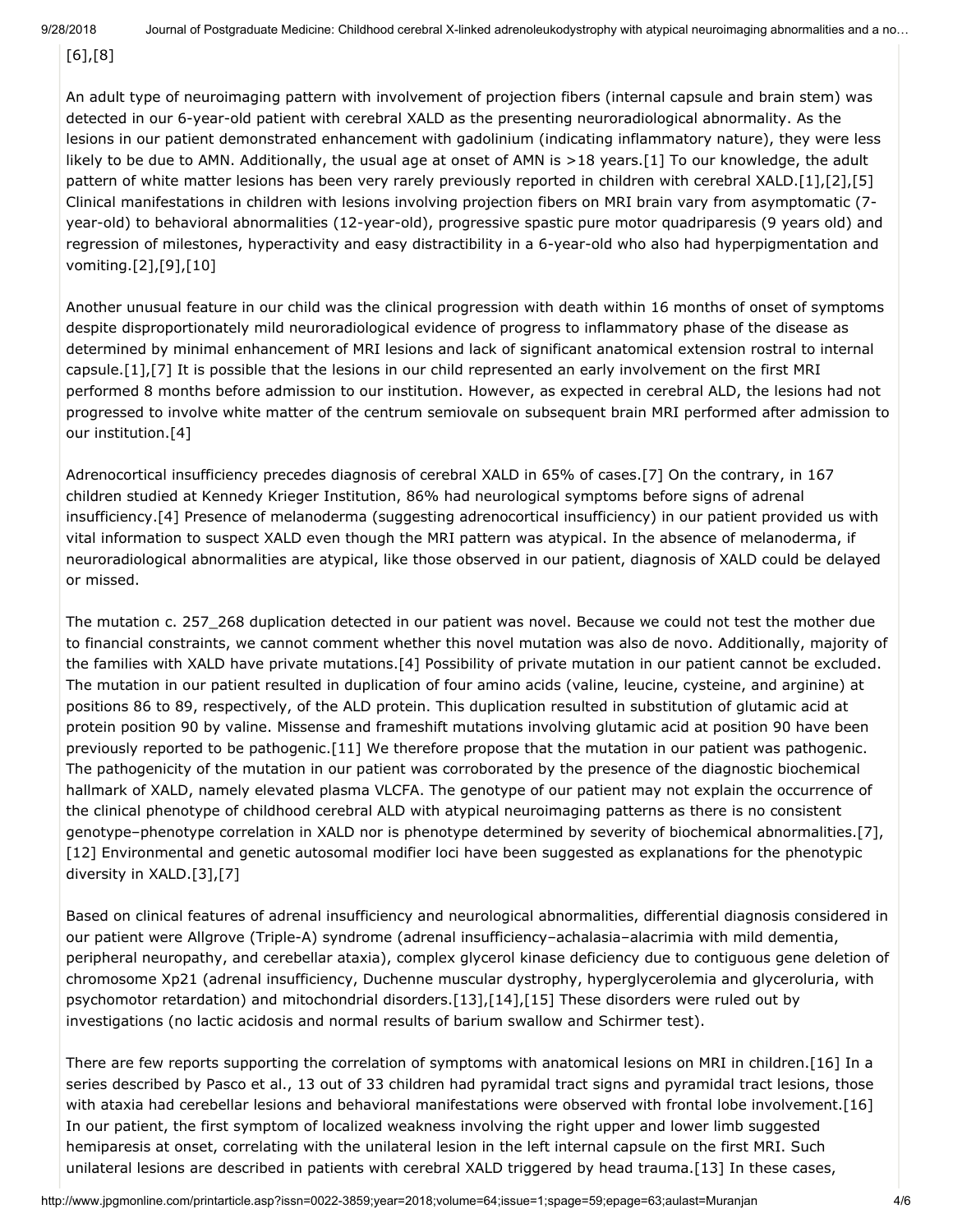[6],[8]

An adult type of neuroimaging pattern with involvement of projection fibers (internal capsule and brain stem) was detected in our 6-year-old patient with cerebral XALD as the presenting neuroradiological abnormality. As the lesions in our patient demonstrated enhancement with gadolinium (indicating inflammatory nature), they were less likely to be due to AMN. Additionally, the usual age at onset of AMN is >18 years.[1] To our knowledge, the adult pattern of white matter lesions has been very rarely previously reported in children with cerebral XALD.[1],[2],[5] Clinical manifestations in children with lesions involving projection fibers on MRI brain vary from asymptomatic (7-year-old) to behavioral abnormalities (12-year-old), progressive spastic pure motor quadriparesis (9 years old) and regression of milestones, hyperactivity and easy distractibility in a 6-year-old who also had hyperpigmentation and vomiting.[2],[9],[10]

Another unusual feature in our child was the clinical progression with death within 16 months of onset of symptoms despite disproportionately mild neuroradiological evidence of progress to inflammatory phase of the disease as determined by minimal enhancement of MRI lesions and lack of significant anatomical extension rostral to internal capsule.[1],[7] It is possible that the lesions in our child represented an early involvement on the first MRI performed 8 months before admission to our institution. However, as expected in cerebral ALD, the lesions had not progressed to involve white matter of the centrum semiovale on subsequent brain MRI performed after admission to our institution.[4]

Adrenocortical insufficiency precedes diagnosis of cerebral XALD in 65% of cases.[7] On the contrary, in 167 children studied at Kennedy Krieger Institution, 86% had neurological symptoms before signs of adrenal insufficiency.[4] Presence of melanoderma (suggesting adrenocortical insufficiency) in our patient provided us with vital information to suspect XALD even though the MRI pattern was atypical. In the absence of melanoderma, if neuroradiological abnormalities are atypical, like those observed in our patient, diagnosis of XALD could be delayed or missed.

The mutation c. 257_268 duplication detected in our patient was novel. Because we could not test the mother due to financial constraints, we cannot comment whether this novel mutation was also de novo. Additionally, majority of the families with XALD have private mutations.[4] Possibility of private mutation in our patient cannot be excluded. The mutation in our patient resulted in duplication of four amino acids (valine, leucine, cysteine, and arginine) at positions 86 to 89, respectively, of the ALD protein. This duplication resulted in substitution of glutamic acid at protein position 90 by valine. Missense and frameshift mutations involving glutamic acid at position 90 have been previously reported to be pathogenic.[11] We therefore propose that the mutation in our patient was pathogenic. The pathogenicity of the mutation in our patient was corroborated by the presence of the diagnostic biochemical hallmark of XALD, namely elevated plasma VLCFA. The genotype of our patient may not explain the occurrence of the clinical phenotype of childhood cerebral ALD with atypical neuroimaging patterns as there is no consistent genotype–phenotype correlation in XALD nor is phenotype determined by severity of biochemical abnormalities.[7],[12] Environmental and genetic autosomal modifier loci have been suggested as explanations for the phenotypic diversity in XALD.[3],[7]

Based on clinical features of adrenal insufficiency and neurological abnormalities, differential diagnosis considered in our patient were Allgrove (Triple-A) syndrome (adrenal insufficiency–achalasia–alacrimia with mild dementia, peripheral neuropathy, and cerebellar ataxia), complex glycerol kinase deficiency due to contiguous gene deletion of chromosome Xp21 (adrenal insufficiency, Duchenne muscular dystrophy, hyperglycerolemia and glyceroluria, with psychomotor retardation) and mitochondrial disorders.[13],[14],[15] These disorders were ruled out by investigations (no lactic acidosis and normal results of barium swallow and Schirmer test).

There are few reports supporting the correlation of symptoms with anatomical lesions on MRI in children.[16] In a series described by Pasco et al., 13 out of 33 children had pyramidal tract signs and pyramidal tract lesions, those with ataxia had cerebellar lesions and behavioral manifestations were observed with frontal lobe involvement.[16] In our patient, the first symptom of localized weakness involving the right upper and lower limb suggested hemiparesis at onset, correlating with the unilateral lesion in the left internal capsule on the first MRI. Such unilateral lesions are described in patients with cerebral XALD triggered by head trauma.[13] In these cases,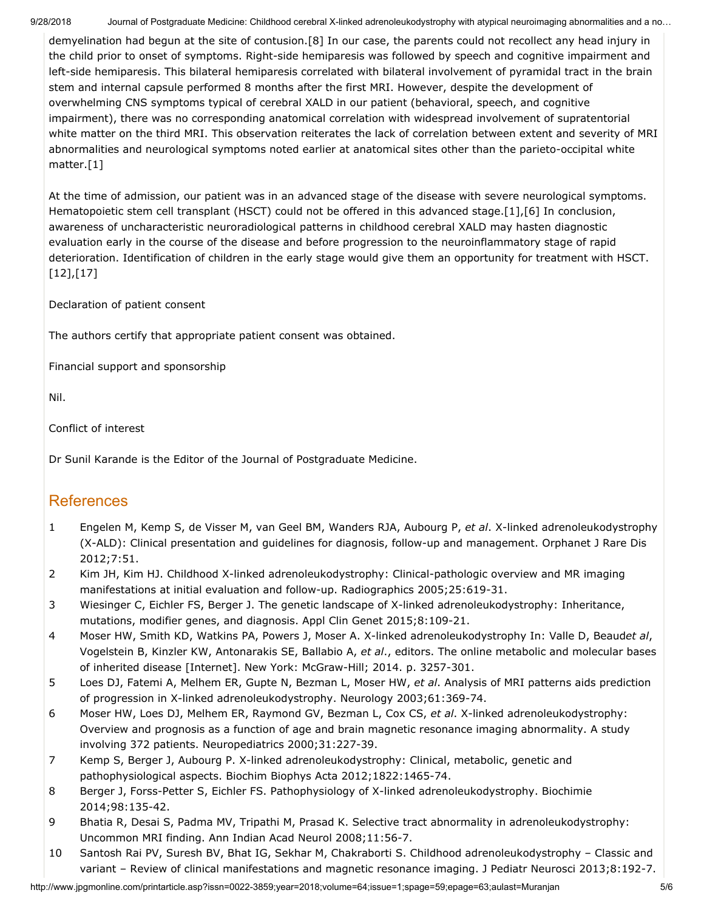demyelination had begun at the site of contusion.[8] In our case, the parents could not recollect any head injury in the child prior to onset of symptoms. Right-side hemiparesis was followed by speech and cognitive impairment and left-side hemiparesis. This bilateral hemiparesis correlated with bilateral involvement of pyramidal tract in the brain stem and internal capsule performed 8 months after the first MRI. However, despite the development of overwhelming CNS symptoms typical of cerebral XALD in our patient (behavioral, speech, and cognitive impairment), there was no corresponding anatomical correlation with widespread involvement of supratentorial white matter on the third MRI. This observation reiterates the lack of correlation between extent and severity of MRI abnormalities and neurological symptoms noted earlier at anatomical sites other than the parieto-occipital white matter.[1]

At the time of admission, our patient was in an advanced stage of the disease with severe neurological symptoms. Hematopoietic stem cell transplant (HSCT) could not be offered in this advanced stage.[1],[6] In conclusion, awareness of uncharacteristic neuroradiological patterns in childhood cerebral XALD may hasten diagnostic evaluation early in the course of the disease and before progression to the neuroinflammatory stage of rapid deterioration. Identification of children in the early stage would give them an opportunity for treatment with HSCT.[12],[17]

Declaration of patient consent

The authors certify that appropriate patient consent was obtained.

Financial support and sponsorship

Nil.

Conflict of interest

Dr Sunil Karande is the Editor of the Journal of Postgraduate Medicine.

## References

1. Engelen M, Kemp S, de Visser M, van Geel BM, Wanders RJA, Aubourg P, *et al*. X-linked adrenoleukodystrophy (X-ALD): Clinical presentation and guidelines for diagnosis, follow-up and management. Orphanet J Rare Dis 2012;7:51.
2. Kim JH, Kim HJ. Childhood X-linked adrenoleukodystrophy: Clinical-pathologic overview and MR imaging manifestations at initial evaluation and follow-up. Radiographics 2005;25:619-31.
3. Wiesinger C, Eichler FS, Berger J. The genetic landscape of X-linked adrenoleukodystrophy: Inheritance, mutations, modifier genes, and diagnosis. Appl Clin Genet 2015;8:109-21.
4. Moser HW, Smith KD, Watkins PA, Powers J, Moser A. X-linked adrenoleukodystrophy In: Valle D, Beaud*et al*, Vogelstein B, Kinzler KW, Antonarakis SE, Ballabio A, *et al*., editors. The online metabolic and molecular bases of inherited disease [Internet]. New York: McGraw-Hill; 2014. p. 3257-301.
5. Loes DJ, Fatemi A, Melhem ER, Gupte N, Bezman L, Moser HW, *et al*. Analysis of MRI patterns aids prediction of progression in X-linked adrenoleukodystrophy. Neurology 2003;61:369-74.
6. Moser HW, Loes DJ, Melhem ER, Raymond GV, Bezman L, Cox CS, *et al*. X-linked adrenoleukodystrophy: Overview and prognosis as a function of age and brain magnetic resonance imaging abnormality. A study involving 372 patients. Neuropediatrics 2000;31:227-39.
7. Kemp S, Berger J, Aubourg P. X-linked adrenoleukodystrophy: Clinical, metabolic, genetic and pathophysiological aspects. Biochim Biophys Acta 2012;1822:1465-74.
8. Berger J, Forss-Petter S, Eichler FS. Pathophysiology of X-linked adrenoleukodystrophy. Biochimie 2014;98:135-42.
9. Bhatia R, Desai S, Padma MV, Tripathi M, Prasad K. Selective tract abnormality in adrenoleukodystrophy: Uncommon MRI finding. Ann Indian Acad Neurol 2008;11:56-7.
10. Santosh Rai PV, Suresh BV, Bhat IG, Sekhar M, Chakraborti S. Childhood adrenoleukodystrophy – Classic and variant – Review of clinical manifestations and magnetic resonance imaging. J Pediatr Neurosci 2013;8:192-7.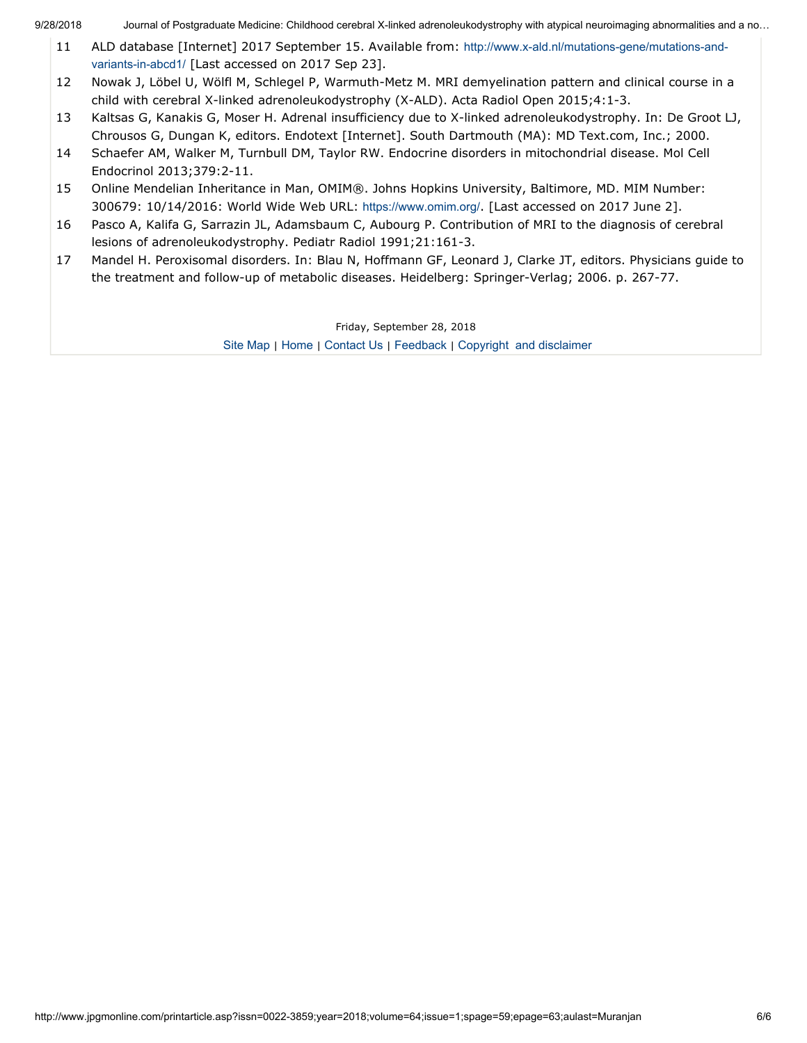11. ALD database [Internet] 2017 September 15. Available from: http://www.x-ald.nl/mutations-gene/mutations-and-variants-in-abcd1/ [Last accessed on 2017 Sep 23].
12. Nowak J, Löbel U, Wölfl M, Schlegel P, Warmuth-Metz M. MRI demyelination pattern and clinical course in a child with cerebral X-linked adrenoleukodystrophy (X-ALD). Acta Radiol Open 2015;4:1-3.
13. Kaltsas G, Kanakis G, Moser H. Adrenal insufficiency due to X-linked adrenoleukodystrophy. In: De Groot LJ, Chrousos G, Dungan K, editors. Endotext [Internet]. South Dartmouth (MA): MD Text.com, Inc.; 2000.
14. Schaefer AM, Walker M, Turnbull DM, Taylor RW. Endocrine disorders in mitochondrial disease. Mol Cell Endocrinol 2013;379:2-11.
15. Online Mendelian Inheritance in Man, OMIM®. Johns Hopkins University, Baltimore, MD. MIM Number: 300679: 10/14/2016: World Wide Web URL: https://www.omim.org/. [Last accessed on 2017 June 2].
16. Pasco A, Kalifa G, Sarrazin JL, Adamsbaum C, Aubourg P. Contribution of MRI to the diagnosis of cerebral lesions of adrenoleukodystrophy. Pediatr Radiol 1991;21:161-3.
17. Mandel H. Peroxisomal disorders. In: Blau N, Hoffmann GF, Leonard J, Clarke JT, editors. Physicians guide to the treatment and follow-up of metabolic diseases. Heidelberg: Springer-Verlag; 2006. p. 267-77.

Friday, September 28, 2018

Site Map | Home | Contact Us | Feedback | Copyright and disclaimer